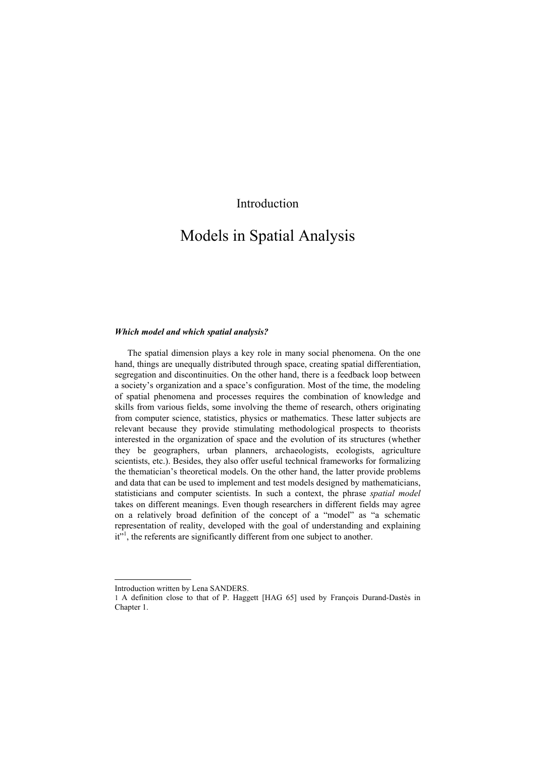Introduction

# Models in Spatial Analysis

### *Which model and which spatial analysis?*

The spatial dimension plays a key role in many social phenomena. On the one hand, things are unequally distributed through space, creating spatial differentiation, segregation and discontinuities. On the other hand, there is a feedback loop between a society's organization and a space's configuration. Most of the time, the modeling of spatial phenomena and processes requires the combination of knowledge and skills from various fields, some involving the theme of research, others originating from computer science, statistics, physics or mathematics. These latter subjects are relevant because they provide stimulating methodological prospects to theorists interested in the organization of space and the evolution of its structures (whether they be geographers, urban planners, archaeologists, ecologists, agriculture scientists, etc.). Besides, they also offer useful technical frameworks for formalizing the thematician's theoretical models. On the other hand, the latter provide problems and data that can be used to implement and test models designed by mathematicians, statisticians and computer scientists. In such a context, the phrase *spatial model* takes on different meanings. Even though researchers in different fields may agree on a relatively broad definition of the concept of a "model" as "a schematic representation of reality, developed with the goal of understanding and explaining it"[1], the referents are significantly different from one subject to another.

---

Introduction written by Lena SANDERS.

1 A definition close to that of P. Haggett [HAG 65] used by François Durand-Dastès in Chapter 1.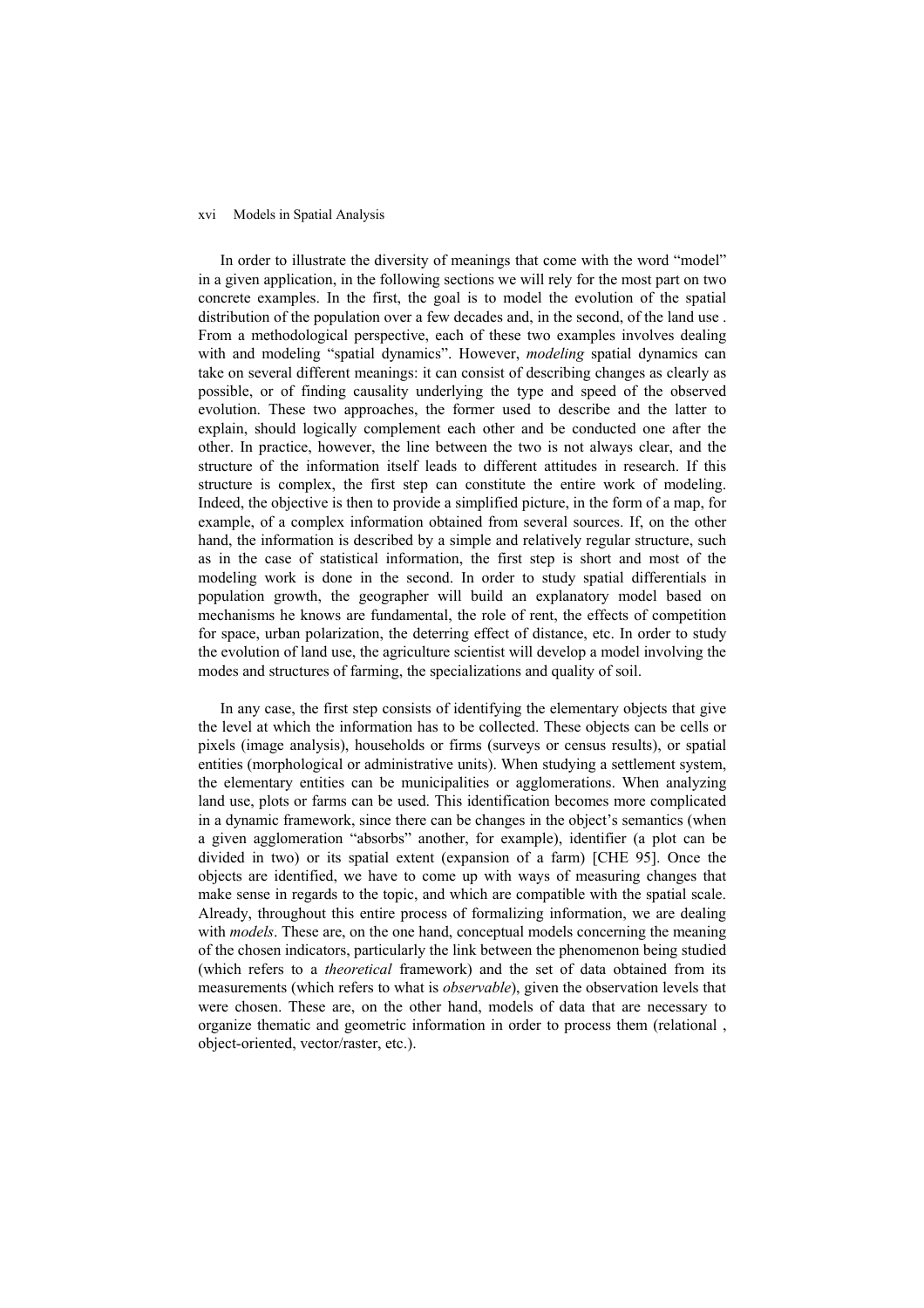In order to illustrate the diversity of meanings that come with the word "model" in a given application, in the following sections we will rely for the most part on two concrete examples. In the first, the goal is to model the evolution of the spatial distribution of the population over a few decades and, in the second, of the land use . From a methodological perspective, each of these two examples involves dealing with and modeling "spatial dynamics". However, *modeling* spatial dynamics can take on several different meanings: it can consist of describing changes as clearly as possible, or of finding causality underlying the type and speed of the observed evolution. These two approaches, the former used to describe and the latter to explain, should logically complement each other and be conducted one after the other. In practice, however, the line between the two is not always clear, and the structure of the information itself leads to different attitudes in research. If this structure is complex, the first step can constitute the entire work of modeling. Indeed, the objective is then to provide a simplified picture, in the form of a map, for example, of a complex information obtained from several sources. If, on the other hand, the information is described by a simple and relatively regular structure, such as in the case of statistical information, the first step is short and most of the modeling work is done in the second. In order to study spatial differentials in population growth, the geographer will build an explanatory model based on mechanisms he knows are fundamental, the role of rent, the effects of competition for space, urban polarization, the deterring effect of distance, etc. In order to study the evolution of land use, the agriculture scientist will develop a model involving the modes and structures of farming, the specializations and quality of soil.

In any case, the first step consists of identifying the elementary objects that give the level at which the information has to be collected. These objects can be cells or pixels (image analysis), households or firms (surveys or census results), or spatial entities (morphological or administrative units). When studying a settlement system, the elementary entities can be municipalities or agglomerations. When analyzing land use, plots or farms can be used. This identification becomes more complicated in a dynamic framework, since there can be changes in the object's semantics (when a given agglomeration "absorbs" another, for example), identifier (a plot can be divided in two) or its spatial extent (expansion of a farm) [CHE 95]. Once the objects are identified, we have to come up with ways of measuring changes that make sense in regards to the topic, and which are compatible with the spatial scale. Already, throughout this entire process of formalizing information, we are dealing with *models*. These are, on the one hand, conceptual models concerning the meaning of the chosen indicators, particularly the link between the phenomenon being studied (which refers to a *theoretical* framework) and the set of data obtained from its measurements (which refers to what is *observable*), given the observation levels that were chosen. These are, on the other hand, models of data that are necessary to organize thematic and geometric information in order to process them (relational , object-oriented, vector/raster, etc.).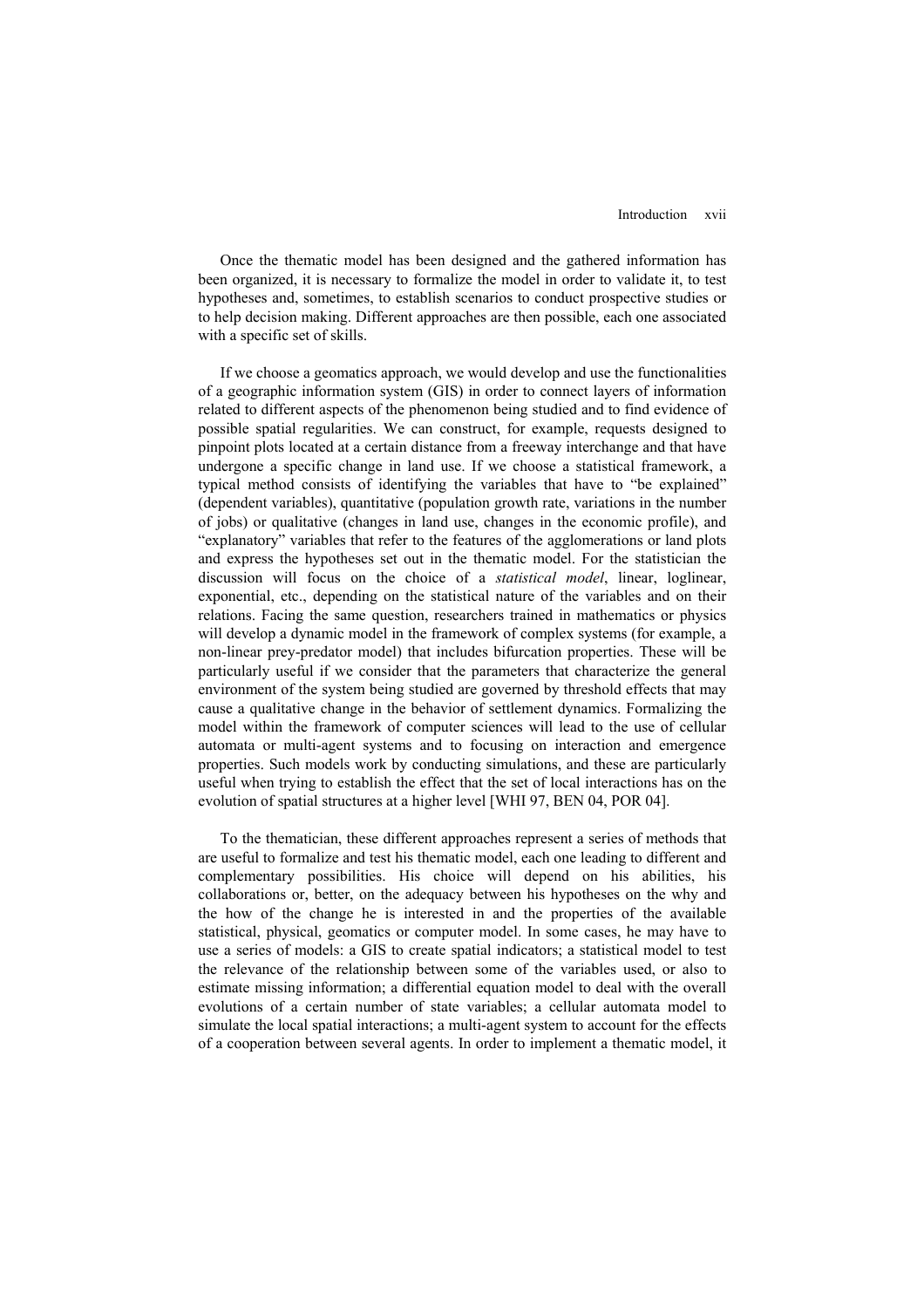Once the thematic model has been designed and the gathered information has been organized, it is necessary to formalize the model in order to validate it, to test hypotheses and, sometimes, to establish scenarios to conduct prospective studies or to help decision making. Different approaches are then possible, each one associated with a specific set of skills.

If we choose a geomatics approach, we would develop and use the functionalities of a geographic information system (GIS) in order to connect layers of information related to different aspects of the phenomenon being studied and to find evidence of possible spatial regularities. We can construct, for example, requests designed to pinpoint plots located at a certain distance from a freeway interchange and that have undergone a specific change in land use. If we choose a statistical framework, a typical method consists of identifying the variables that have to "be explained" (dependent variables), quantitative (population growth rate, variations in the number of jobs) or qualitative (changes in land use, changes in the economic profile), and "explanatory" variables that refer to the features of the agglomerations or land plots and express the hypotheses set out in the thematic model. For the statistician the discussion will focus on the choice of a *statistical model*, linear, loglinear, exponential, etc., depending on the statistical nature of the variables and on their relations. Facing the same question, researchers trained in mathematics or physics will develop a dynamic model in the framework of complex systems (for example, a non-linear prey-predator model) that includes bifurcation properties. These will be particularly useful if we consider that the parameters that characterize the general environment of the system being studied are governed by threshold effects that may cause a qualitative change in the behavior of settlement dynamics. Formalizing the model within the framework of computer sciences will lead to the use of cellular automata or multi-agent systems and to focusing on interaction and emergence properties. Such models work by conducting simulations, and these are particularly useful when trying to establish the effect that the set of local interactions has on the evolution of spatial structures at a higher level [WHI 97, BEN 04, POR 04].

To the thematician, these different approaches represent a series of methods that are useful to formalize and test his thematic model, each one leading to different and complementary possibilities. His choice will depend on his abilities, his collaborations or, better, on the adequacy between his hypotheses on the why and the how of the change he is interested in and the properties of the available statistical, physical, geomatics or computer model. In some cases, he may have to use a series of models: a GIS to create spatial indicators; a statistical model to test the relevance of the relationship between some of the variables used, or also to estimate missing information; a differential equation model to deal with the overall evolutions of a certain number of state variables; a cellular automata model to simulate the local spatial interactions; a multi-agent system to account for the effects of a cooperation between several agents. In order to implement a thematic model, it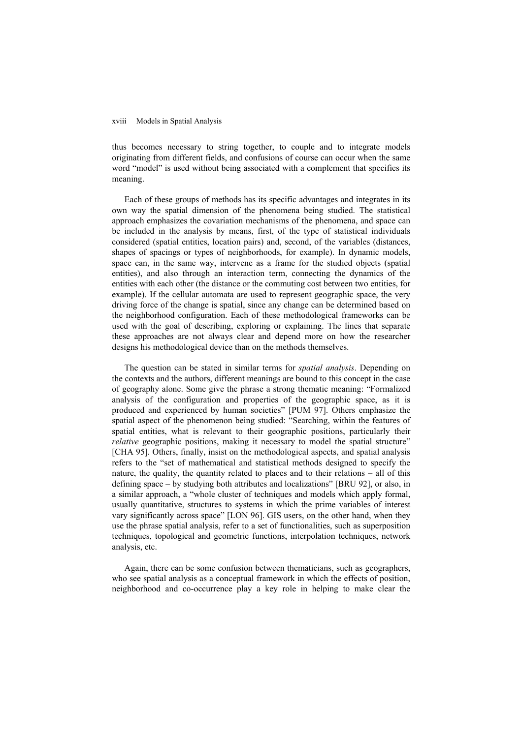thus becomes necessary to string together, to couple and to integrate models originating from different fields, and confusions of course can occur when the same word "model" is used without being associated with a complement that specifies its meaning.

Each of these groups of methods has its specific advantages and integrates in its own way the spatial dimension of the phenomena being studied. The statistical approach emphasizes the covariation mechanisms of the phenomena, and space can be included in the analysis by means, first, of the type of statistical individuals considered (spatial entities, location pairs) and, second, of the variables (distances, shapes of spacings or types of neighborhoods, for example). In dynamic models, space can, in the same way, intervene as a frame for the studied objects (spatial entities), and also through an interaction term, connecting the dynamics of the entities with each other (the distance or the commuting cost between two entities, for example). If the cellular automata are used to represent geographic space, the very driving force of the change is spatial, since any change can be determined based on the neighborhood configuration. Each of these methodological frameworks can be used with the goal of describing, exploring or explaining. The lines that separate these approaches are not always clear and depend more on how the researcher designs his methodological device than on the methods themselves.

The question can be stated in similar terms for *spatial analysis*. Depending on the contexts and the authors, different meanings are bound to this concept in the case of geography alone. Some give the phrase a strong thematic meaning: "Formalized analysis of the configuration and properties of the geographic space, as it is produced and experienced by human societies" [PUM 97]. Others emphasize the spatial aspect of the phenomenon being studied: "Searching, within the features of spatial entities, what is relevant to their geographic positions, particularly their *relative* geographic positions, making it necessary to model the spatial structure" [CHA 95]. Others, finally, insist on the methodological aspects, and spatial analysis refers to the "set of mathematical and statistical methods designed to specify the nature, the quality, the quantity related to places and to their relations – all of this defining space – by studying both attributes and localizations" [BRU 92], or also, in a similar approach, a "whole cluster of techniques and models which apply formal, usually quantitative, structures to systems in which the prime variables of interest vary significantly across space" [LON 96]. GIS users, on the other hand, when they use the phrase spatial analysis, refer to a set of functionalities, such as superposition techniques, topological and geometric functions, interpolation techniques, network analysis, etc.

Again, there can be some confusion between thematicians, such as geographers, who see spatial analysis as a conceptual framework in which the effects of position, neighborhood and co-occurrence play a key role in helping to make clear the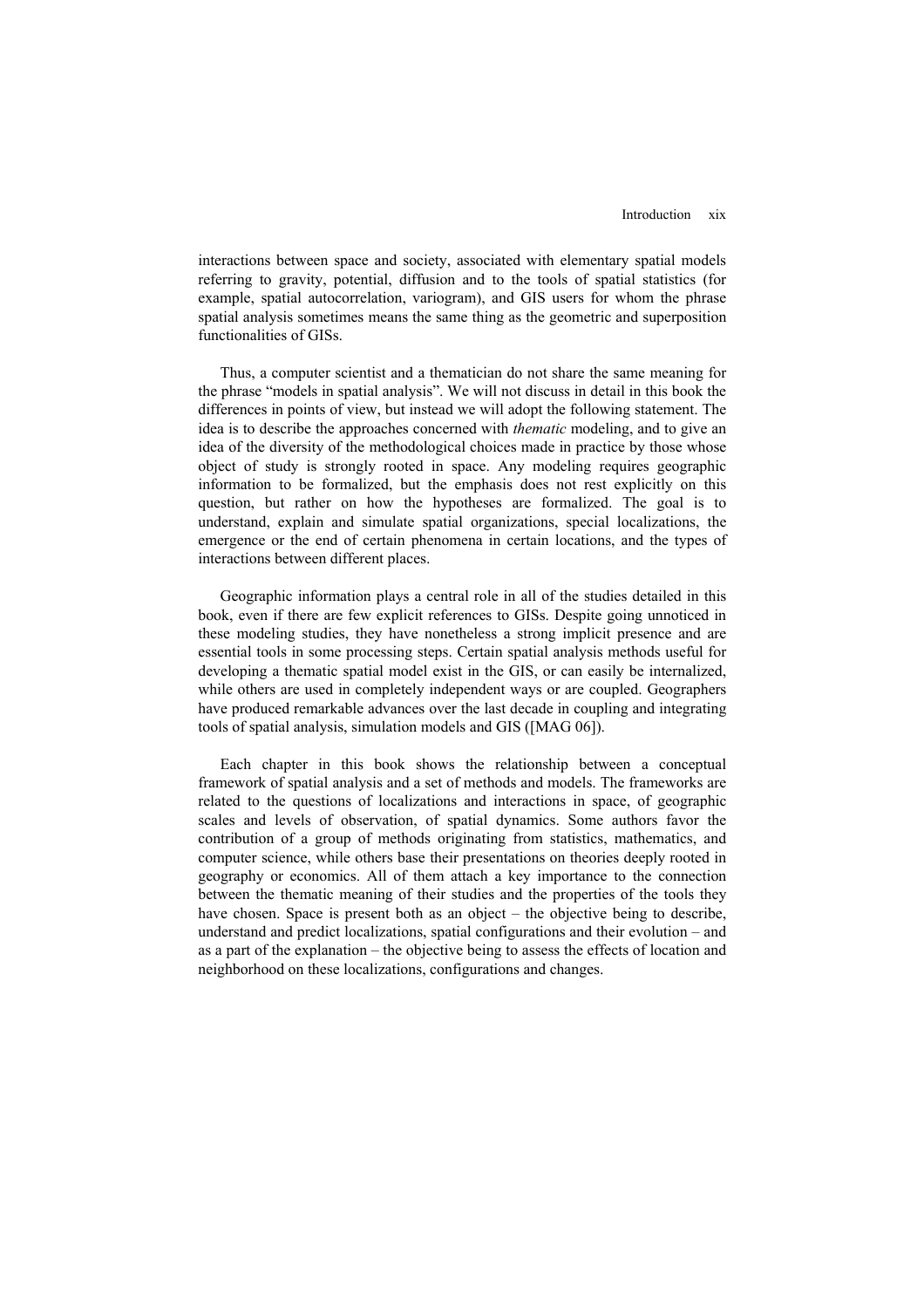interactions between space and society, associated with elementary spatial models referring to gravity, potential, diffusion and to the tools of spatial statistics (for example, spatial autocorrelation, variogram), and GIS users for whom the phrase spatial analysis sometimes means the same thing as the geometric and superposition functionalities of GISs.

Thus, a computer scientist and a thematician do not share the same meaning for the phrase "models in spatial analysis". We will not discuss in detail in this book the differences in points of view, but instead we will adopt the following statement. The idea is to describe the approaches concerned with *thematic* modeling, and to give an idea of the diversity of the methodological choices made in practice by those whose object of study is strongly rooted in space. Any modeling requires geographic information to be formalized, but the emphasis does not rest explicitly on this question, but rather on how the hypotheses are formalized. The goal is to understand, explain and simulate spatial organizations, special localizations, the emergence or the end of certain phenomena in certain locations, and the types of interactions between different places.

Geographic information plays a central role in all of the studies detailed in this book, even if there are few explicit references to GISs. Despite going unnoticed in these modeling studies, they have nonetheless a strong implicit presence and are essential tools in some processing steps. Certain spatial analysis methods useful for developing a thematic spatial model exist in the GIS, or can easily be internalized, while others are used in completely independent ways or are coupled. Geographers have produced remarkable advances over the last decade in coupling and integrating tools of spatial analysis, simulation models and GIS ([MAG 06]).

Each chapter in this book shows the relationship between a conceptual framework of spatial analysis and a set of methods and models. The frameworks are related to the questions of localizations and interactions in space, of geographic scales and levels of observation, of spatial dynamics. Some authors favor the contribution of a group of methods originating from statistics, mathematics, and computer science, while others base their presentations on theories deeply rooted in geography or economics. All of them attach a key importance to the connection between the thematic meaning of their studies and the properties of the tools they have chosen. Space is present both as an object – the objective being to describe, understand and predict localizations, spatial configurations and their evolution – and as a part of the explanation – the objective being to assess the effects of location and neighborhood on these localizations, configurations and changes.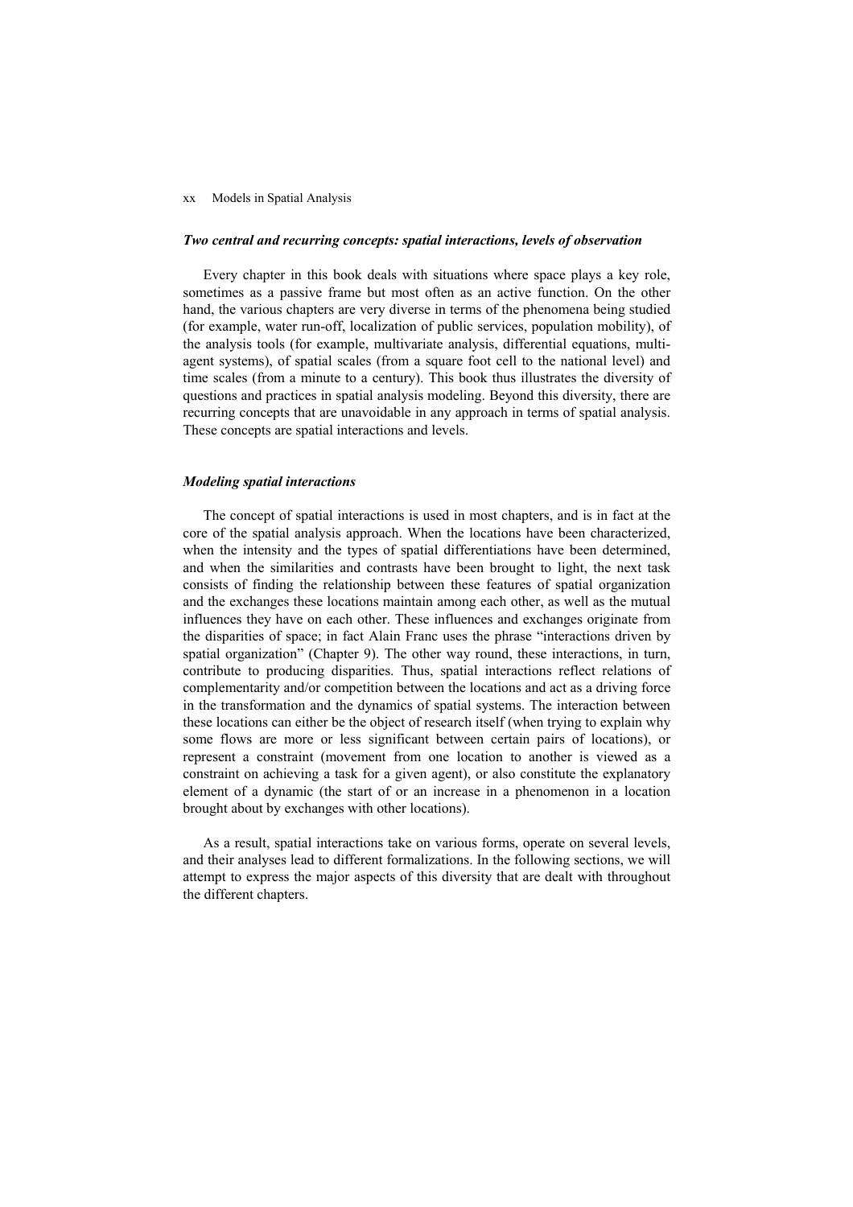### *Two central and recurring concepts: spatial interactions, levels of observation*

Every chapter in this book deals with situations where space plays a key role, sometimes as a passive frame but most often as an active function. On the other hand, the various chapters are very diverse in terms of the phenomena being studied (for example, water run-off, localization of public services, population mobility), of the analysis tools (for example, multivariate analysis, differential equations, multi-agent systems), of spatial scales (from a square foot cell to the national level) and time scales (from a minute to a century). This book thus illustrates the diversity of questions and practices in spatial analysis modeling. Beyond this diversity, there are recurring concepts that are unavoidable in any approach in terms of spatial analysis. These concepts are spatial interactions and levels.

### *Modeling spatial interactions*

The concept of spatial interactions is used in most chapters, and is in fact at the core of the spatial analysis approach. When the locations have been characterized, when the intensity and the types of spatial differentiations have been determined, and when the similarities and contrasts have been brought to light, the next task consists of finding the relationship between these features of spatial organization and the exchanges these locations maintain among each other, as well as the mutual influences they have on each other. These influences and exchanges originate from the disparities of space; in fact Alain Franc uses the phrase "interactions driven by spatial organization" (Chapter 9). The other way round, these interactions, in turn, contribute to producing disparities. Thus, spatial interactions reflect relations of complementarity and/or competition between the locations and act as a driving force in the transformation and the dynamics of spatial systems. The interaction between these locations can either be the object of research itself (when trying to explain why some flows are more or less significant between certain pairs of locations), or represent a constraint (movement from one location to another is viewed as a constraint on achieving a task for a given agent), or also constitute the explanatory element of a dynamic (the start of or an increase in a phenomenon in a location brought about by exchanges with other locations).

As a result, spatial interactions take on various forms, operate on several levels, and their analyses lead to different formalizations. In the following sections, we will attempt to express the major aspects of this diversity that are dealt with throughout the different chapters.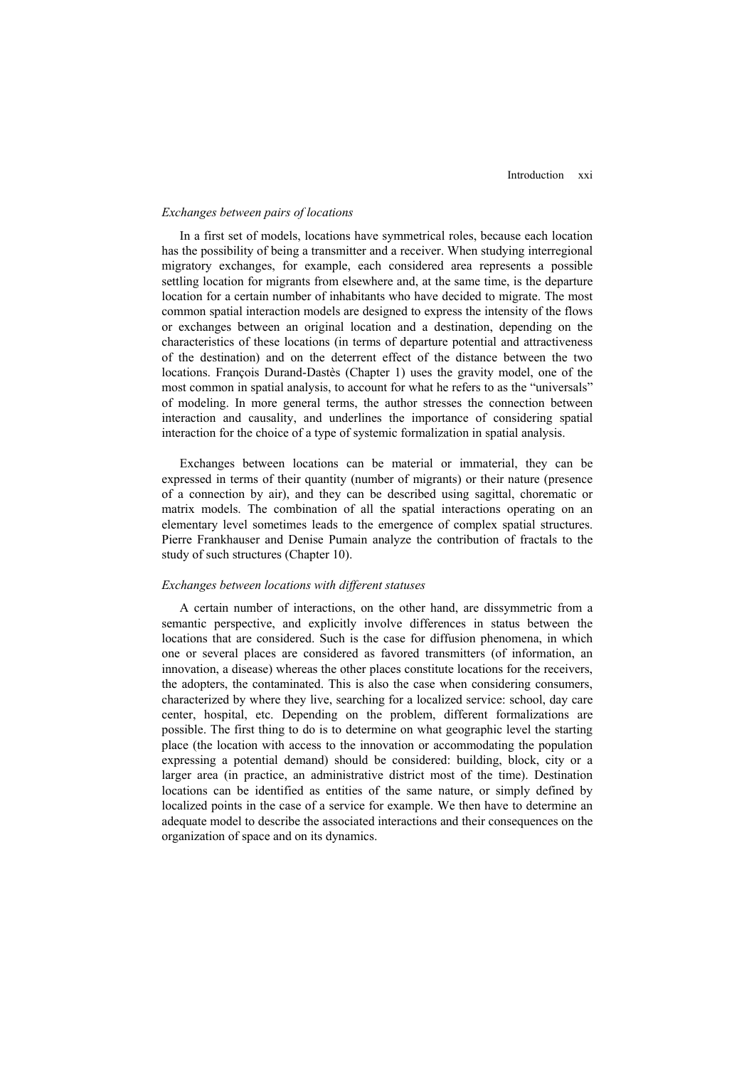*Exchanges between pairs of locations*

In a first set of models, locations have symmetrical roles, because each location has the possibility of being a transmitter and a receiver. When studying interregional migratory exchanges, for example, each considered area represents a possible settling location for migrants from elsewhere and, at the same time, is the departure location for a certain number of inhabitants who have decided to migrate. The most common spatial interaction models are designed to express the intensity of the flows or exchanges between an original location and a destination, depending on the characteristics of these locations (in terms of departure potential and attractiveness of the destination) and on the deterrent effect of the distance between the two locations. François Durand-Dastès (Chapter 1) uses the gravity model, one of the most common in spatial analysis, to account for what he refers to as the "universals" of modeling. In more general terms, the author stresses the connection between interaction and causality, and underlines the importance of considering spatial interaction for the choice of a type of systemic formalization in spatial analysis.

Exchanges between locations can be material or immaterial, they can be expressed in terms of their quantity (number of migrants) or their nature (presence of a connection by air), and they can be described using sagittal, chorematic or matrix models. The combination of all the spatial interactions operating on an elementary level sometimes leads to the emergence of complex spatial structures. Pierre Frankhauser and Denise Pumain analyze the contribution of fractals to the study of such structures (Chapter 10).

*Exchanges between locations with different statuses*

A certain number of interactions, on the other hand, are dissymmetric from a semantic perspective, and explicitly involve differences in status between the locations that are considered. Such is the case for diffusion phenomena, in which one or several places are considered as favored transmitters (of information, an innovation, a disease) whereas the other places constitute locations for the receivers, the adopters, the contaminated. This is also the case when considering consumers, characterized by where they live, searching for a localized service: school, day care center, hospital, etc. Depending on the problem, different formalizations are possible. The first thing to do is to determine on what geographic level the starting place (the location with access to the innovation or accommodating the population expressing a potential demand) should be considered: building, block, city or a larger area (in practice, an administrative district most of the time). Destination locations can be identified as entities of the same nature, or simply defined by localized points in the case of a service for example. We then have to determine an adequate model to describe the associated interactions and their consequences on the organization of space and on its dynamics.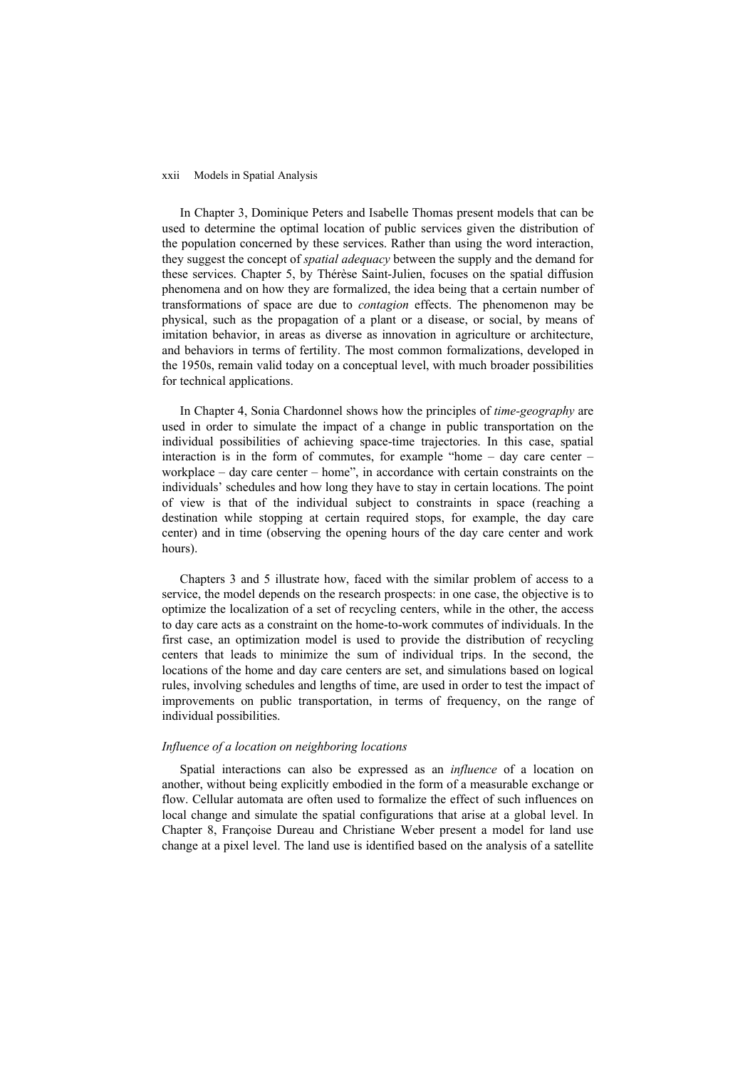In Chapter 3, Dominique Peters and Isabelle Thomas present models that can be used to determine the optimal location of public services given the distribution of the population concerned by these services. Rather than using the word interaction, they suggest the concept of *spatial adequacy* between the supply and the demand for these services. Chapter 5, by Thérèse Saint-Julien, focuses on the spatial diffusion phenomena and on how they are formalized, the idea being that a certain number of transformations of space are due to *contagion* effects. The phenomenon may be physical, such as the propagation of a plant or a disease, or social, by means of imitation behavior, in areas as diverse as innovation in agriculture or architecture, and behaviors in terms of fertility. The most common formalizations, developed in the 1950s, remain valid today on a conceptual level, with much broader possibilities for technical applications.

In Chapter 4, Sonia Chardonnel shows how the principles of *time-geography* are used in order to simulate the impact of a change in public transportation on the individual possibilities of achieving space-time trajectories. In this case, spatial interaction is in the form of commutes, for example "home – day care center – workplace – day care center – home", in accordance with certain constraints on the individuals' schedules and how long they have to stay in certain locations. The point of view is that of the individual subject to constraints in space (reaching a destination while stopping at certain required stops, for example, the day care center) and in time (observing the opening hours of the day care center and work hours).

Chapters 3 and 5 illustrate how, faced with the similar problem of access to a service, the model depends on the research prospects: in one case, the objective is to optimize the localization of a set of recycling centers, while in the other, the access to day care acts as a constraint on the home-to-work commutes of individuals. In the first case, an optimization model is used to provide the distribution of recycling centers that leads to minimize the sum of individual trips. In the second, the locations of the home and day care centers are set, and simulations based on logical rules, involving schedules and lengths of time, are used in order to test the impact of improvements on public transportation, in terms of frequency, on the range of individual possibilities.

*Influence of a location on neighboring locations*

Spatial interactions can also be expressed as an *influence* of a location on another, without being explicitly embodied in the form of a measurable exchange or flow. Cellular automata are often used to formalize the effect of such influences on local change and simulate the spatial configurations that arise at a global level. In Chapter 8, Françoise Dureau and Christiane Weber present a model for land use change at a pixel level. The land use is identified based on the analysis of a satellite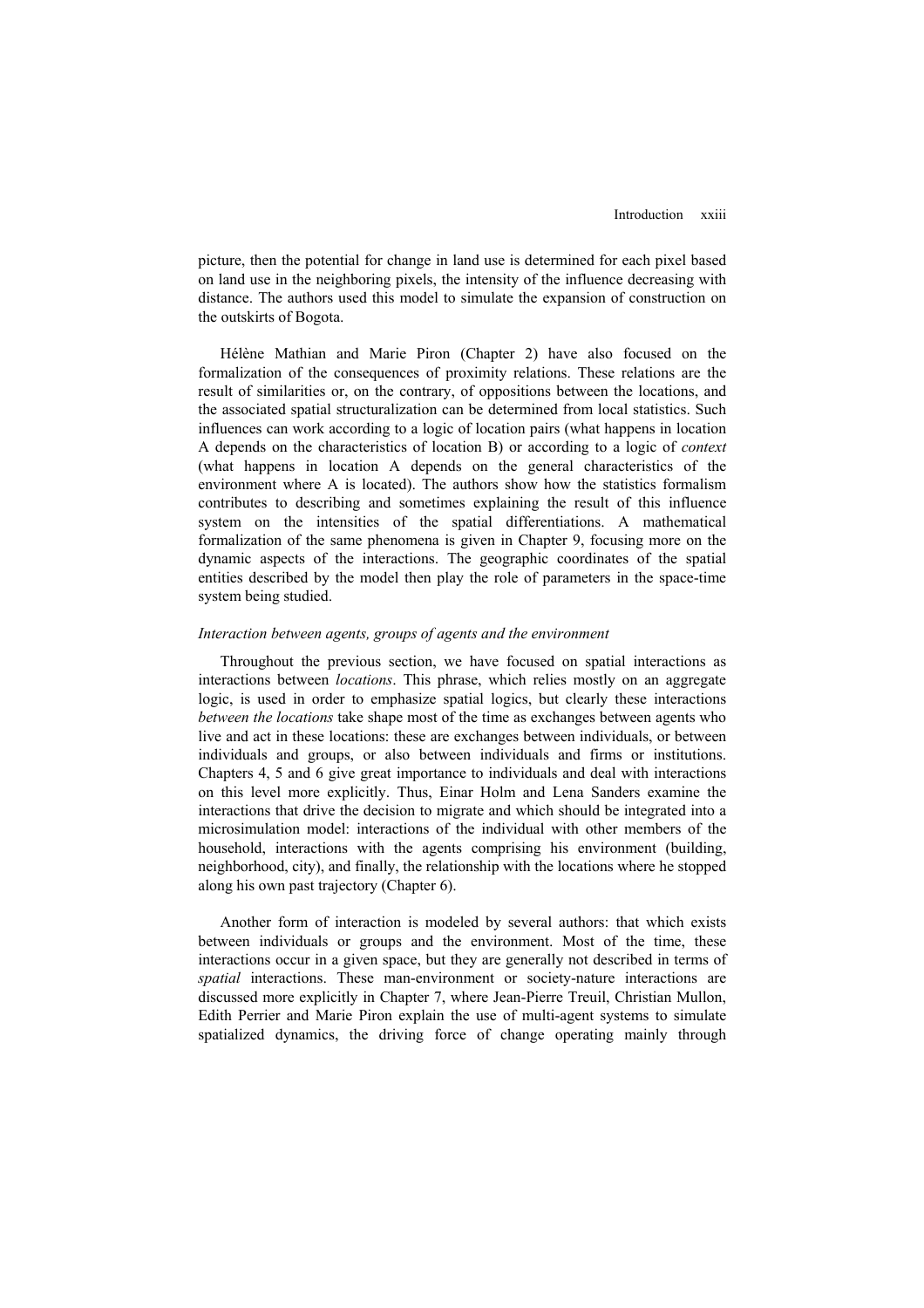picture, then the potential for change in land use is determined for each pixel based on land use in the neighboring pixels, the intensity of the influence decreasing with distance. The authors used this model to simulate the expansion of construction on the outskirts of Bogota.

Hélène Mathian and Marie Piron (Chapter 2) have also focused on the formalization of the consequences of proximity relations. These relations are the result of similarities or, on the contrary, of oppositions between the locations, and the associated spatial structuralization can be determined from local statistics. Such influences can work according to a logic of location pairs (what happens in location A depends on the characteristics of location B) or according to a logic of *context* (what happens in location A depends on the general characteristics of the environment where A is located). The authors show how the statistics formalism contributes to describing and sometimes explaining the result of this influence system on the intensities of the spatial differentiations. A mathematical formalization of the same phenomena is given in Chapter 9, focusing more on the dynamic aspects of the interactions. The geographic coordinates of the spatial entities described by the model then play the role of parameters in the space-time system being studied.

*Interaction between agents, groups of agents and the environment*

Throughout the previous section, we have focused on spatial interactions as interactions between *locations*. This phrase, which relies mostly on an aggregate logic, is used in order to emphasize spatial logics, but clearly these interactions *between the locations* take shape most of the time as exchanges between agents who live and act in these locations: these are exchanges between individuals, or between individuals and groups, or also between individuals and firms or institutions. Chapters 4, 5 and 6 give great importance to individuals and deal with interactions on this level more explicitly. Thus, Einar Holm and Lena Sanders examine the interactions that drive the decision to migrate and which should be integrated into a microsimulation model: interactions of the individual with other members of the household, interactions with the agents comprising his environment (building, neighborhood, city), and finally, the relationship with the locations where he stopped along his own past trajectory (Chapter 6).

Another form of interaction is modeled by several authors: that which exists between individuals or groups and the environment. Most of the time, these interactions occur in a given space, but they are generally not described in terms of *spatial* interactions. These man-environment or society-nature interactions are discussed more explicitly in Chapter 7, where Jean-Pierre Treuil, Christian Mullon, Edith Perrier and Marie Piron explain the use of multi-agent systems to simulate spatialized dynamics, the driving force of change operating mainly through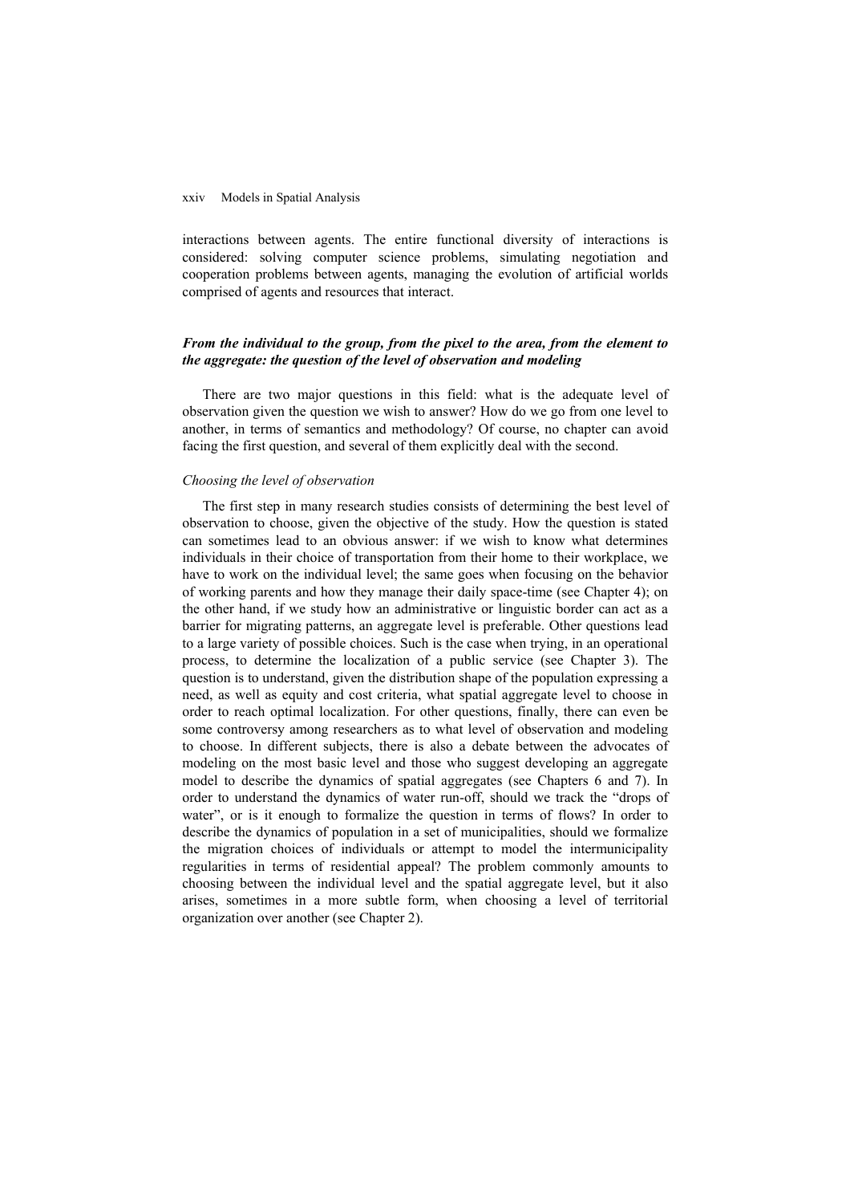interactions between agents. The entire functional diversity of interactions is considered: solving computer science problems, simulating negotiation and cooperation problems between agents, managing the evolution of artificial worlds comprised of agents and resources that interact.

### *From the individual to the group, from the pixel to the area, from the element to the aggregate: the question of the level of observation and modeling*

There are two major questions in this field: what is the adequate level of observation given the question we wish to answer? How do we go from one level to another, in terms of semantics and methodology? Of course, no chapter can avoid facing the first question, and several of them explicitly deal with the second.

#### *Choosing the level of observation*

The first step in many research studies consists of determining the best level of observation to choose, given the objective of the study. How the question is stated can sometimes lead to an obvious answer: if we wish to know what determines individuals in their choice of transportation from their home to their workplace, we have to work on the individual level; the same goes when focusing on the behavior of working parents and how they manage their daily space-time (see Chapter 4); on the other hand, if we study how an administrative or linguistic border can act as a barrier for migrating patterns, an aggregate level is preferable. Other questions lead to a large variety of possible choices. Such is the case when trying, in an operational process, to determine the localization of a public service (see Chapter 3). The question is to understand, given the distribution shape of the population expressing a need, as well as equity and cost criteria, what spatial aggregate level to choose in order to reach optimal localization. For other questions, finally, there can even be some controversy among researchers as to what level of observation and modeling to choose. In different subjects, there is also a debate between the advocates of modeling on the most basic level and those who suggest developing an aggregate model to describe the dynamics of spatial aggregates (see Chapters 6 and 7). In order to understand the dynamics of water run-off, should we track the "drops of water", or is it enough to formalize the question in terms of flows? In order to describe the dynamics of population in a set of municipalities, should we formalize the migration choices of individuals or attempt to model the intermunicipality regularities in terms of residential appeal? The problem commonly amounts to choosing between the individual level and the spatial aggregate level, but it also arises, sometimes in a more subtle form, when choosing a level of territorial organization over another (see Chapter 2).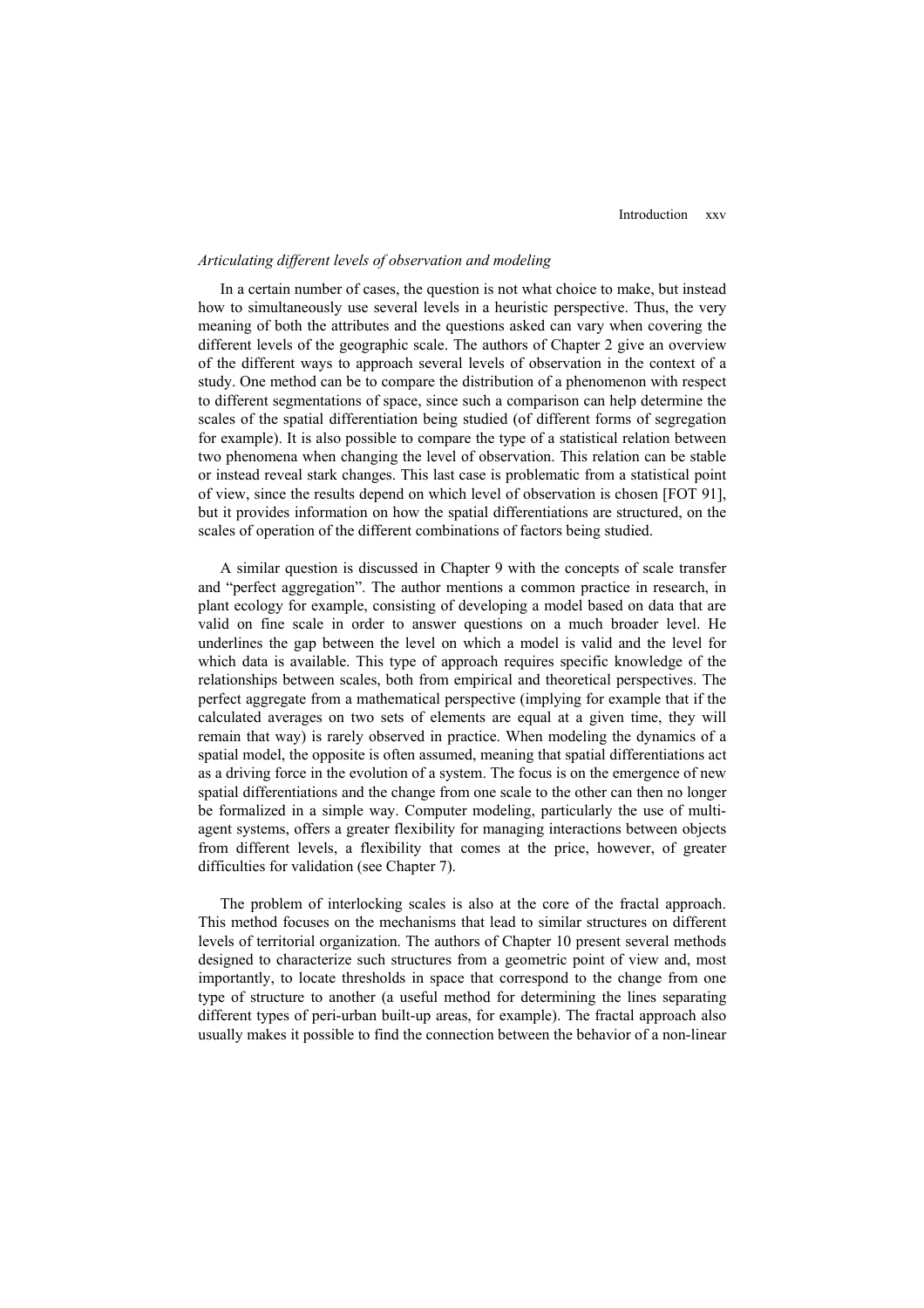*Articulating different levels of observation and modeling*

In a certain number of cases, the question is not what choice to make, but instead how to simultaneously use several levels in a heuristic perspective. Thus, the very meaning of both the attributes and the questions asked can vary when covering the different levels of the geographic scale. The authors of Chapter 2 give an overview of the different ways to approach several levels of observation in the context of a study. One method can be to compare the distribution of a phenomenon with respect to different segmentations of space, since such a comparison can help determine the scales of the spatial differentiation being studied (of different forms of segregation for example). It is also possible to compare the type of a statistical relation between two phenomena when changing the level of observation. This relation can be stable or instead reveal stark changes. This last case is problematic from a statistical point of view, since the results depend on which level of observation is chosen [FOT 91], but it provides information on how the spatial differentiations are structured, on the scales of operation of the different combinations of factors being studied.

A similar question is discussed in Chapter 9 with the concepts of scale transfer and "perfect aggregation". The author mentions a common practice in research, in plant ecology for example, consisting of developing a model based on data that are valid on fine scale in order to answer questions on a much broader level. He underlines the gap between the level on which a model is valid and the level for which data is available. This type of approach requires specific knowledge of the relationships between scales, both from empirical and theoretical perspectives. The perfect aggregate from a mathematical perspective (implying for example that if the calculated averages on two sets of elements are equal at a given time, they will remain that way) is rarely observed in practice. When modeling the dynamics of a spatial model, the opposite is often assumed, meaning that spatial differentiations act as a driving force in the evolution of a system. The focus is on the emergence of new spatial differentiations and the change from one scale to the other can then no longer be formalized in a simple way. Computer modeling, particularly the use of multi-agent systems, offers a greater flexibility for managing interactions between objects from different levels, a flexibility that comes at the price, however, of greater difficulties for validation (see Chapter 7).

The problem of interlocking scales is also at the core of the fractal approach. This method focuses on the mechanisms that lead to similar structures on different levels of territorial organization. The authors of Chapter 10 present several methods designed to characterize such structures from a geometric point of view and, most importantly, to locate thresholds in space that correspond to the change from one type of structure to another (a useful method for determining the lines separating different types of peri-urban built-up areas, for example). The fractal approach also usually makes it possible to find the connection between the behavior of a non-linear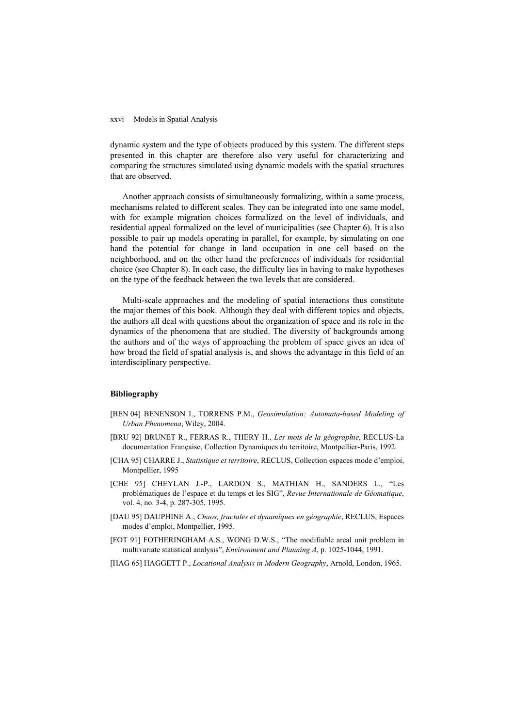dynamic system and the type of objects produced by this system. The different steps presented in this chapter are therefore also very useful for characterizing and comparing the structures simulated using dynamic models with the spatial structures that are observed.

Another approach consists of simultaneously formalizing, within a same process, mechanisms related to different scales. They can be integrated into one same model, with for example migration choices formalized on the level of individuals, and residential appeal formalized on the level of municipalities (see Chapter 6). It is also possible to pair up models operating in parallel, for example, by simulating on one hand the potential for change in land occupation in one cell based on the neighborhood, and on the other hand the preferences of individuals for residential choice (see Chapter 8). In each case, the difficulty lies in having to make hypotheses on the type of the feedback between the two levels that are considered.

Multi-scale approaches and the modeling of spatial interactions thus constitute the major themes of this book. Although they deal with different topics and objects, the authors all deal with questions about the organization of space and its role in the dynamics of the phenomena that are studied. The diversity of backgrounds among the authors and of the ways of approaching the problem of space gives an idea of how broad the field of spatial analysis is, and shows the advantage in this field of an interdisciplinary perspective.

### Bibliography

[BEN 04] BENENSON I., TORRENS P.M., *Geosimulation: Automata-based Modeling of Urban Phenomena*, Wiley, 2004.

[BRU 92] BRUNET R., FERRAS R., THERY H., *Les mots de la géographie*, RECLUS-La documentation Française, Collection Dynamiques du territoire, Montpellier-Paris, 1992.

[CHA 95] CHARRE J., *Statistique et territoire*, RECLUS, Collection espaces mode d'emploi, Montpellier, 1995

[CHE 95] CHEYLAN J.-P., LARDON S., MATHIAN H., SANDERS L., "Les problématiques de l'espace et du temps et les SIG", *Revue Internationale de Géomatique*, vol. 4, no. 3-4, p. 287-305, 1995.

[DAU 95] DAUPHINE A., *Chaos, fractales et dynamiques en géographie*, RECLUS, Espaces modes d'emploi, Montpellier, 1995.

[FOT 91] FOTHERINGHAM A.S., WONG D.W.S., "The modifiable areal unit problem in multivariate statistical analysis", *Environment and Planning A*, p. 1025-1044, 1991.

[HAG 65] HAGGETT P., *Locational Analysis in Modern Geography*, Arnold, London, 1965.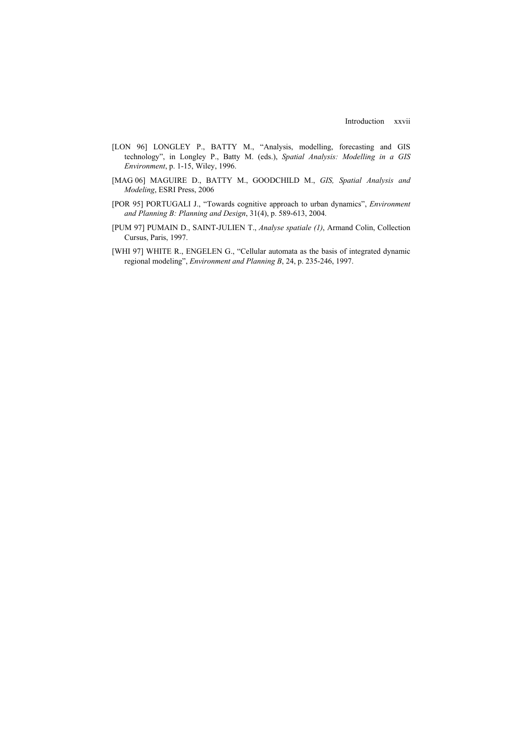[LON 96] LONGLEY P., BATTY M., "Analysis, modelling, forecasting and GIS technology", in Longley P., Batty M. (eds.), *Spatial Analysis: Modelling in a GIS Environment*, p. 1-15, Wiley, 1996.

[MAG 06] MAGUIRE D., BATTY M., GOODCHILD M., *GIS, Spatial Analysis and Modeling*, ESRI Press, 2006

[POR 95] PORTUGALI J., "Towards cognitive approach to urban dynamics", *Environment and Planning B: Planning and Design*, 31(4), p. 589-613, 2004.

[PUM 97] PUMAIN D., SAINT-JULIEN T., *Analyse spatiale (1)*, Armand Colin, Collection Cursus, Paris, 1997.

[WHI 97] WHITE R., ENGELEN G., "Cellular automata as the basis of integrated dynamic regional modeling", *Environment and Planning B*, 24, p. 235-246, 1997.